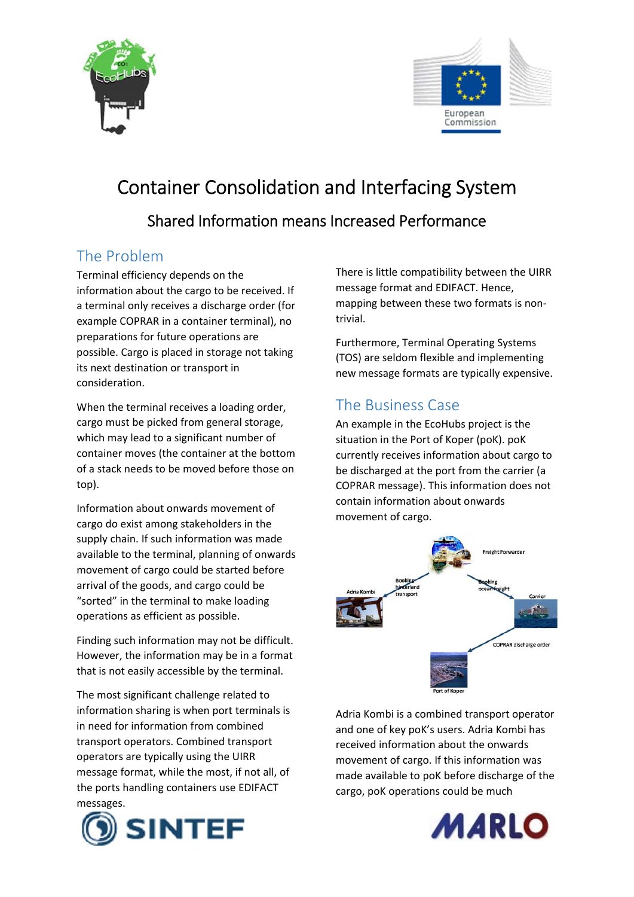# Container Consolidation and Interfacing System

## Shared Information means Increased Performance

## The Problem

Terminal efficiency depends on the information about the cargo to be received. If a terminal only receives a discharge order (for example COPRAR in a container terminal), no preparations for future operations are possible. Cargo is placed in storage not taking its next destination or transport in consideration.

When the terminal receives a loading order, cargo must be picked from general storage, which may lead to a significant number of container moves (the container at the bottom of a stack needs to be moved before those on top).

Information about onwards movement of cargo do exist among stakeholders in the supply chain. If such information was made available to the terminal, planning of onwards movement of cargo could be started before arrival of the goods, and cargo could be "sorted" in the terminal to make loading operations as efficient as possible.

Finding such information may not be difficult. However, the information may be in a format that is not easily accessible by the terminal.

The most significant challenge related to information sharing is when port terminals is in need for information from combined transport operators. Combined transport operators are typically using the UIRR message format, while the most, if not all, of the ports handling containers use EDIFACT messages.

There is little compatibility between the UIRR message format and EDIFACT. Hence, mapping between these two formats is non-trivial.

Furthermore, Terminal Operating Systems (TOS) are seldom flexible and implementing new message formats are typically expensive.

## The Business Case

An example in the EcoHubs project is the situation in the Port of Koper (poK). poK currently receives information about cargo to be discharged at the port from the carrier (a COPRAR message). This information does not contain information about onwards movement of cargo.

Adria Kombi is a combined transport operator and one of key poK's users. Adria Kombi has received information about the onwards movement of cargo. If this information was made available to poK before discharge of the cargo, poK operations could be much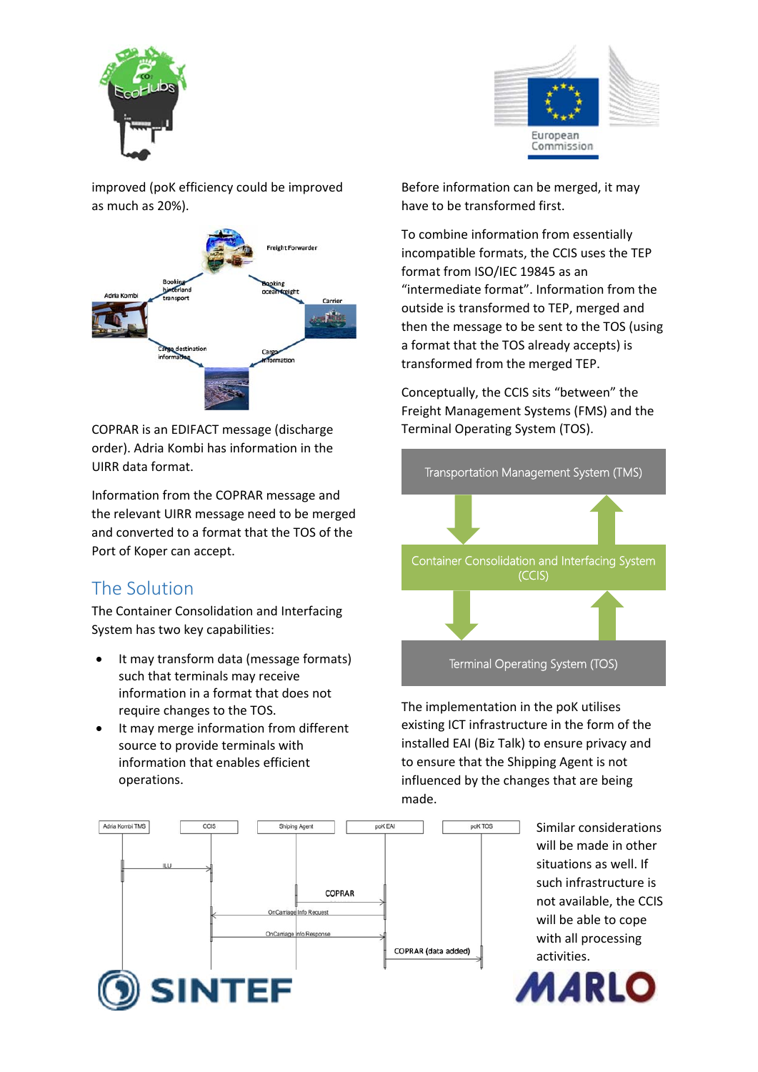improved (poK efficiency could be improved as much as 20%).

Freight Forwarder

Booking hinterland transport

Booking ocean freight

Adria Kombi

Carrier

Cargo destination information

Cargo information

COPRAR is an EDIFACT message (discharge order). Adria Kombi has information in the UIRR data format.

Information from the COPRAR message and the relevant UIRR message need to be merged and converted to a format that the TOS of the Port of Koper can accept.

## The Solution

The Container Consolidation and Interfacing System has two key capabilities:

- It may transform data (message formats) such that terminals may receive information in a format that does not require changes to the TOS.
- It may merge information from different source to provide terminals with information that enables efficient operations.

Before information can be merged, it may have to be transformed first.

To combine information from essentially incompatible formats, the CCIS uses the TEP format from ISO/IEC 19845 as an "intermediate format". Information from the outside is transformed to TEP, merged and then the message to be sent to the TOS (using a format that the TOS already accepts) is transformed from the merged TEP.

Conceptually, the CCIS sits "between" the Freight Management Systems (FMS) and the Terminal Operating System (TOS).

Transportation Management System (TMS)

Container Consolidation and Interfacing System (CCIS)

Terminal Operating System (TOS)

The implementation in the poK utilises existing ICT infrastructure in the form of the installed EAI (Biz Talk) to ensure privacy and to ensure that the Shipping Agent is not influenced by the changes that are being made.

Adria Kombi TMS

CCIS

Shiping Agent

poK EAI

poK TOS

ILU

COPRAR

OnCarriage Info Request

OnCarriage Info Response

COPRAR (data added)

Similar considerations will be made in other situations as well. If such infrastructure is not available, the CCIS will be able to cope with all processing activities.